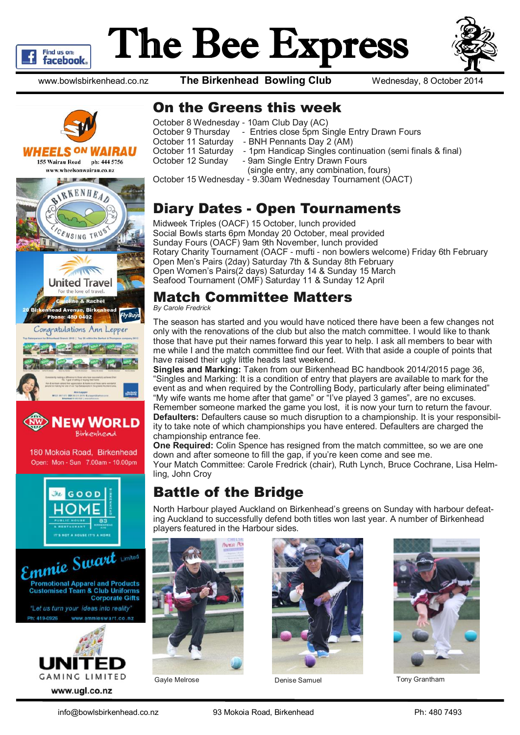# The Bee Express

www.bowlsbirkenhead.co.nz | **The Birkenhead Bowling Club** | Wednesday, 8 October 2014

## On the Greens this week

October 8 Wednesday - 10am Club Day (AC)
October 9 Thursday - Entries close 5pm Single Entry Drawn Fours
October 11 Saturday - BNH Pennants Day 2 (AM)
October 11 Saturday - 1pm Handicap Singles continuation (semi finals & final)
October 12 Sunday - 9am Single Entry Drawn Fours
(single entry, any combination, fours)
October 15 Wednesday - 9.30am Wednesday Tournament (OACT)

## Diary Dates - Open Tournaments

Midweek Triples (OACF) 15 October, lunch provided
Social Bowls starts 6pm Monday 20 October, meal provided
Sunday Fours (OACF) 9am 9th November, lunch provided
Rotary Charity Tournament (OACF - mufti - non bowlers welcome) Friday 6th February
Open Men's Pairs (2day) Saturday 7th & Sunday 8th February
Open Women's Pairs(2 days) Saturday 14 & Sunday 15 March
Seafood Tournament (OMF) Saturday 11 & Sunday 12 April

## Match Committee Matters

*By Carole Fredrick*

The season has started and you would have noticed there have been a few changes not only with the renovations of the club but also the match committee. I would like to thank those that have put their names forward this year to help. I ask all members to bear with me while I and the match committee find our feet. With that aside a couple of points that have raised their ugly little heads last weekend.

**Singles and Marking:** Taken from our Birkenhead BC handbook 2014/2015 page 36, "Singles and Marking: It is a condition of entry that players are available to mark for the event as and when required by the Controlling Body, particularly after being eliminated" "My wife wants me home after that game" or "I've played 3 games", are no excuses. Remember someone marked the game you lost, it is now your turn to return the favour.

**Defaulters:** Defaulters cause so much disruption to a championship. It is your responsibility to take note of which championships you have entered. Defaulters are charged the championship entrance fee.

**One Required:** Colin Spence has resigned from the match committee, so we are one down and after someone to fill the gap, if you're keen come and see me.

Your Match Committee: Carole Fredrick (chair), Ruth Lynch, Bruce Cochrane, Lisa Helmling, John Croy

## Battle of the Bridge

North Harbour played Auckland on Birkenhead's greens on Sunday with harbour defeating Auckland to successfully defend both titles won last year. A number of Birkenhead players featured in the Harbour sides.

Gayle Melrose

Denise Samuel

Tony Grantham

WHEELS ON WAIRAU
155 Wairau Road ph: 444 5756
www.wheelsonwairau.co.nz

Birkenhead Licensing Trust

United Travel — For the love of travel.
Caroline & Rachel
20 Birkenhead Avenue, Birkenhead
Phone: 480 0402

Congratulations Ann Lepper

New World Birkenhead
180 Mokoia Road, Birkenhead
Open: Mon - Sun 7.00am - 10.00pm

The Good Home — Public House & Restaurant — 83 Birkenhead Ave — It's not a house it's a home

Emmie Swart Limited
Promotional Apparel and Products
Customised Team & Club Uniforms
Corporate Gifts
"Let us turn your ideas into reality"
Ph: 419-0926 www.emmieswart.co.nz

United Gaming Limited
www.ugl.co.nz

info@bowlsbirkenhead.co.nz | 93 Mokoia Road, Birkenhead | Ph: 480 7493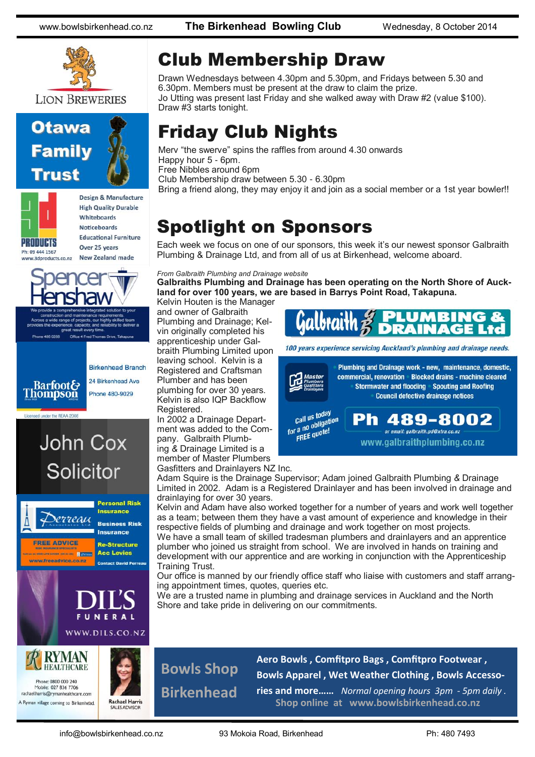# Club Membership Draw

Drawn Wednesdays between 4.30pm and 5.30pm, and Fridays between 5.30 and 6.30pm. Members must be present at the draw to claim the prize.
Jo Utting was present last Friday and she walked away with Draw #2 (value $100).
Draw #3 starts tonight.

# Friday Club Nights

Merv "the swerve" spins the raffles from around 4.30 onwards
Happy hour 5 - 6pm.
Free Nibbles around 6pm
Club Membership draw between 5.30 - 6.30pm
Bring a friend along, they may enjoy it and join as a social member or a 1st year bowler!!

# Spotlight on Sponsors

Each week we focus on one of our sponsors, this week it's our newest sponsor Galbraith Plumbing & Drainage Ltd, and from all of us at Birkenhead, welcome aboard.

*From Galbraith Plumbing and Drainage website*

**Galbraiths Plumbing and Drainage has been operating on the North Shore of Auckland for over 100 years, we are based in Barrys Point Road, Takapuna.**

Kelvin Houten is the Manager and owner of Galbraith Plumbing and Drainage; Kelvin originally completed his apprenticeship under Galbraith Plumbing Limited upon leaving school. Kelvin is a Registered and Craftsman Plumber and has been plumbing for over 30 years. Kelvin is also IQP Backflow Registered.

In 2002 a Drainage Department was added to the Company. Galbraith Plumbing & Drainage Limited is a member of Master Plumbers Gasfitters and Drainlayers NZ Inc.

Galbraith PLUMBING & DRAINAGE Ltd
100 years experience servicing Auckland's plumbing and drainage needs.
Master Plumbers Gasfitters Drainlayers
Plumbing and Drainage work - new, maintenance, domestic, commercial, renovation • Blocked drains - machine cleared • Stormwater and flooding • Spouting and Roofing • Council defective drainage notices
Call us today for a no obligation FREE quote!
Ph 489-8002
or email: galbraith.pd@xtra.co.nz
www.galbraithplumbing.co.nz

Adam Squire is the Drainage Supervisor; Adam joined Galbraith Plumbing & Drainage Limited in 2002. Adam is a Registered Drainlayer and has been involved in drainage and drainlaying for over 30 years.

Kelvin and Adam have also worked together for a number of years and work well together as a team; between them they have a vast amount of experience and knowledge in their respective fields of plumbing and drainage and work together on most projects.

We have a small team of skilled tradesman plumbers and drainlayers and an apprentice plumber who joined us straight from school. We are involved in hands on training and development with our apprentice and are working in conjunction with the Apprenticeship Training Trust.

Our office is manned by our friendly office staff who liaise with customers and staff arranging appointment times, quotes, queries etc.

We are a trusted name in plumbing and drainage services in Auckland and the North Shore and take pride in delivering on our commitments.

LION BREWERIES

Otawa Family Trust

3D PRODUCTS
Ph: 09 444 1567
www.3dproducts.co.nz
Design & Manufacture
High Quality Durable
Whiteboards
Noticeboards
Educational Furniture
Over 25 years
New Zealand made

Spencer Henshaw
We provide a comprehensive integrated solution to your construction and maintenance requirements. Across a wide range of projects, our highly skilled team provides the experience, capacity, and reliability to deliver a great result every time.
Phone 486 0288 Office 4 Fred Thomas Drive, Takapuna

Barfoot & Thompson
Birkenhead Branch
24 Birkenhead Ave
Phone 480-9029
Licensed under the REAA 2008

John Cox Solicitor

Perreau Associates Ltd
Personal Risk Insurance
Business Risk Insurance
Re-Structure
Acc Levies
FREE ADVICE
www.freeadvice.co.nz
Contact David Perreau

DIL'S FUNERAL
WWW.DILS.CO.NZ

RYMAN HEALTHCARE
Phone: 0800 000 240
Mobile: 027 836 7706
rachaelharris@rymanhealthcare.com
A Ryman village coming to Birkenhead.
Rachael Harris
SALES ADVISOR

**Bowls Shop Birkenhead**

**Aero Bowls , Comfitpro Bags , Comfitpro Footwear , Bowls Apparel , Wet Weather Clothing , Bowls Accessories and more......** *Normal opening hours 3pm - 5pm daily .*
**Shop online at www.bowlsbirkenhead.co.nz**